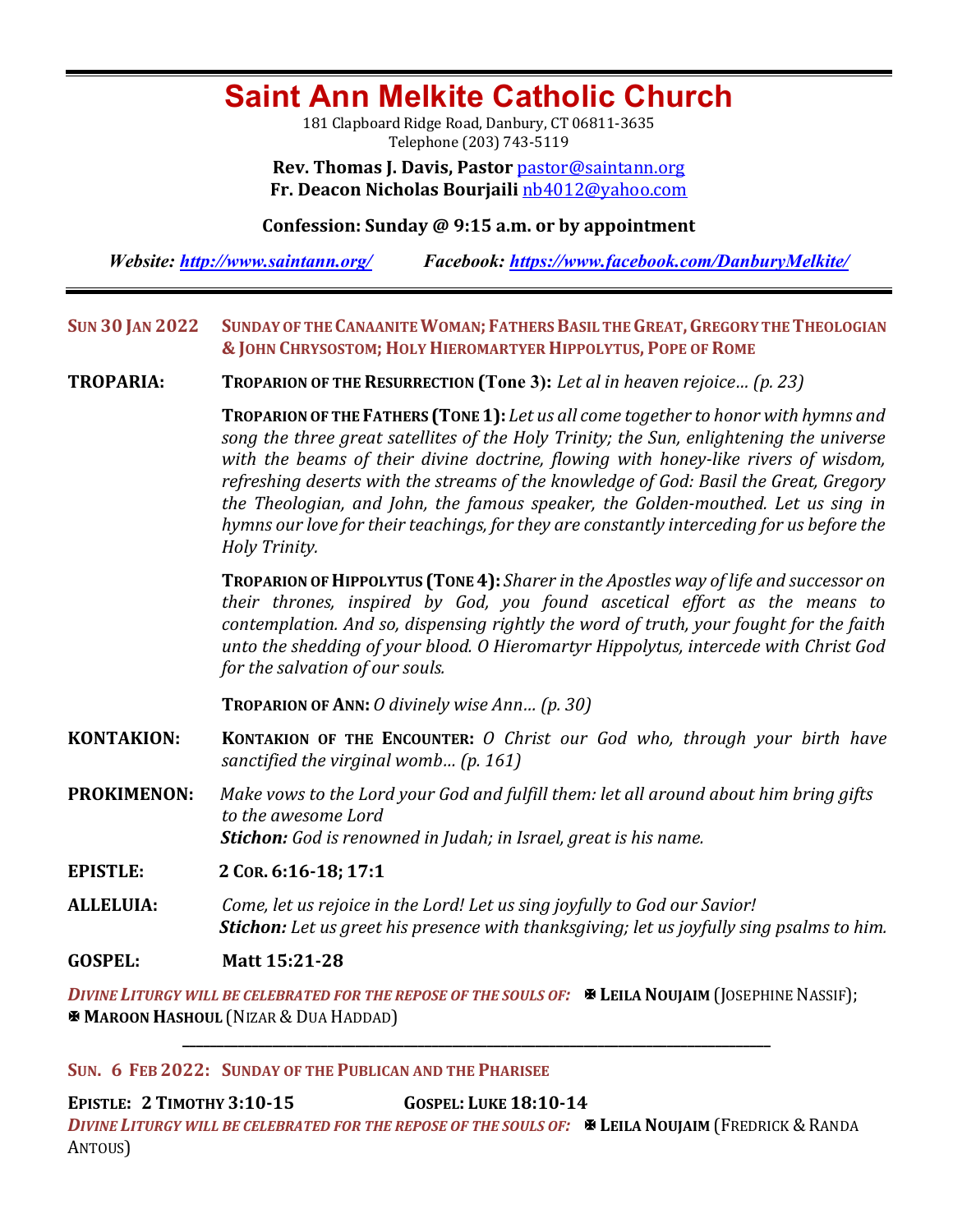# Saint Ann Melkite Catholic Church

181 Clapboard Ridge Road, Danbury, CT 06811-3635
Telephone (203) 743-5119

**Rev. Thomas J. Davis, Pastor** pastor@saintann.org
**Fr. Deacon Nicholas Bourjaili** nb4012@yahoo.com

**Confession: Sunday @ 9:15 a.m. or by appointment**

***Website: http://www.saintann.org/*** ***Facebook: https://www.facebook.com/DanburyMelkite/***

---

**SUN 30 JAN 2022** **SUNDAY OF THE CANAANITE WOMAN; FATHERS BASIL THE GREAT, GREGORY THE THEOLOGIAN & JOHN CHRYSOSTOM; HOLY HIEROMARTYER HIPPOLYTUS, POPE OF ROME**

**TROPARIA:**

**TROPARION OF THE RESURRECTION (Tone 3):** *Let al in heaven rejoice… (p. 23)*

**TROPARION OF THE FATHERS (TONE 1):** *Let us all come together to honor with hymns and song the three great satellites of the Holy Trinity; the Sun, enlightening the universe with the beams of their divine doctrine, flowing with honey-like rivers of wisdom, refreshing deserts with the streams of the knowledge of God: Basil the Great, Gregory the Theologian, and John, the famous speaker, the Golden-mouthed. Let us sing in hymns our love for their teachings, for they are constantly interceding for us before the Holy Trinity.*

**TROPARION OF HIPPOLYTUS (TONE 4):** *Sharer in the Apostles way of life and successor on their thrones, inspired by God, you found ascetical effort as the means to contemplation. And so, dispensing rightly the word of truth, your fought for the faith unto the shedding of your blood. O Hieromartyr Hippolytus, intercede with Christ God for the salvation of our souls.*

**TROPARION OF ANN:** *O divinely wise Ann… (p. 30)*

**KONTAKION:** **KONTAKION OF THE ENCOUNTER:** *O Christ our God who, through your birth have sanctified the virginal womb… (p. 161)*

**PROKIMENON:** *Make vows to the Lord your God and fulfill them: let all around about him bring gifts to the awesome Lord*
***Stichon:*** *God is renowned in Judah; in Israel, great is his name.*

**EPISTLE:** **2 COR. 6:16-18; 17:1**

**ALLELUIA:** *Come, let us rejoice in the Lord! Let us sing joyfully to God our Savior!*
***Stichon:*** *Let us greet his presence with thanksgiving; let us joyfully sing psalms to him.*

**GOSPEL:** **Matt 15:21-28**

***DIVINE LITURGY WILL BE CELEBRATED FOR THE REPOSE OF THE SOULS OF:*** ✠ **LEILA NOUJAIM** (JOSEPHINE NASSIF); ✠ **MAROON HASHOUL** (NIZAR & DUA HADDAD)

---

**SUN. 6 FEB 2022: SUNDAY OF THE PUBLICAN AND THE PHARISEE**

**EPISTLE: 2 TIMOTHY 3:10-15** **GOSPEL: LUKE 18:10-14**

***DIVINE LITURGY WILL BE CELEBRATED FOR THE REPOSE OF THE SOULS OF:*** ✠ **LEILA NOUJAIM** (FREDRICK & RANDA ANTOUS)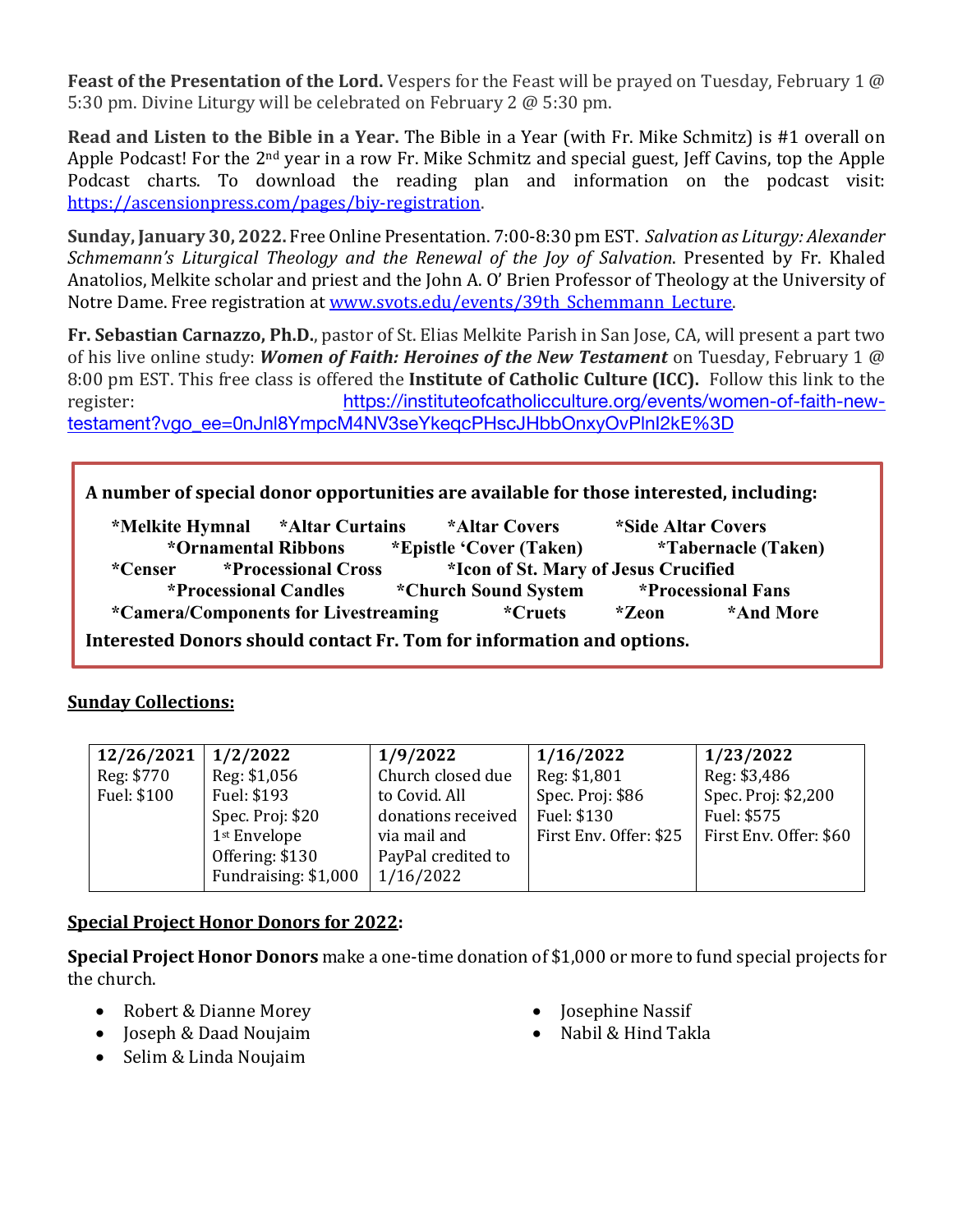**Feast of the Presentation of the Lord.** Vespers for the Feast will be prayed on Tuesday, February 1 @ 5:30 pm. Divine Liturgy will be celebrated on February 2 @ 5:30 pm.

**Read and Listen to the Bible in a Year.** The Bible in a Year (with Fr. Mike Schmitz) is #1 overall on Apple Podcast! For the 2nd year in a row Fr. Mike Schmitz and special guest, Jeff Cavins, top the Apple Podcast charts. To download the reading plan and information on the podcast visit: https://ascensionpress.com/pages/biy-registration.

**Sunday, January 30, 2022.** Free Online Presentation. 7:00-8:30 pm EST. *Salvation as Liturgy: Alexander Schmemann's Liturgical Theology and the Renewal of the Joy of Salvation*. Presented by Fr. Khaled Anatolios, Melkite scholar and priest and the John A. O' Brien Professor of Theology at the University of Notre Dame. Free registration at www.svots.edu/events/39th_Schemmann_Lecture.

**Fr. Sebastian Carnazzo, Ph.D.**, pastor of St. Elias Melkite Parish in San Jose, CA, will present a part two of his live online study: ***Women of Faith: Heroines of the New Testament*** on Tuesday, February 1 @ 8:00 pm EST. This free class is offered the **Institute of Catholic Culture (ICC).** Follow this link to the register: https://instituteofcatholicculture.org/events/women-of-faith-new-testament?vgo_ee=0nJnl8YmpcM4NV3seYkeqcPHscJHbbOnxyOvPlnl2kE%3D

**A number of special donor opportunities are available for those interested, including:**

**\*Melkite Hymnal \*Altar Curtains \*Altar Covers \*Side Altar Covers \*Ornamental Ribbons \*Epistle 'Cover (Taken) \*Tabernacle (Taken) \*Censer \*Processional Cross \*Icon of St. Mary of Jesus Crucified \*Processional Candles \*Church Sound System \*Processional Fans \*Camera/Components for Livestreaming \*Cruets \*Zeon \*And More**

**Interested Donors should contact Fr. Tom for information and options.**

**Sunday Collections:**

| 12/26/2021 | 1/2/2022 | 1/9/2022 | 1/16/2022 | 1/23/2022 |
|---|---|---|---|---|
| Reg: $770<br>Fuel: $100 | Reg: $1,056<br>Fuel: $193<br>Spec. Proj: $20<br>1st Envelope Offering: $130<br>Fundraising: $1,000 | Church closed due to Covid. All donations received via mail and PayPal credited to 1/16/2022 | Reg: $1,801<br>Spec. Proj: $86<br>Fuel: $130<br>First Env. Offer: $25 | Reg: $3,486<br>Spec. Proj: $2,200<br>Fuel: $575<br>First Env. Offer: $60 |

**Special Project Honor Donors for 2022:**

**Special Project Honor Donors** make a one-time donation of $1,000 or more to fund special projects for the church.

- Robert & Dianne Morey
- Joseph & Daad Noujaim
- Selim & Linda Noujaim
- Josephine Nassif
- Nabil & Hind Takla